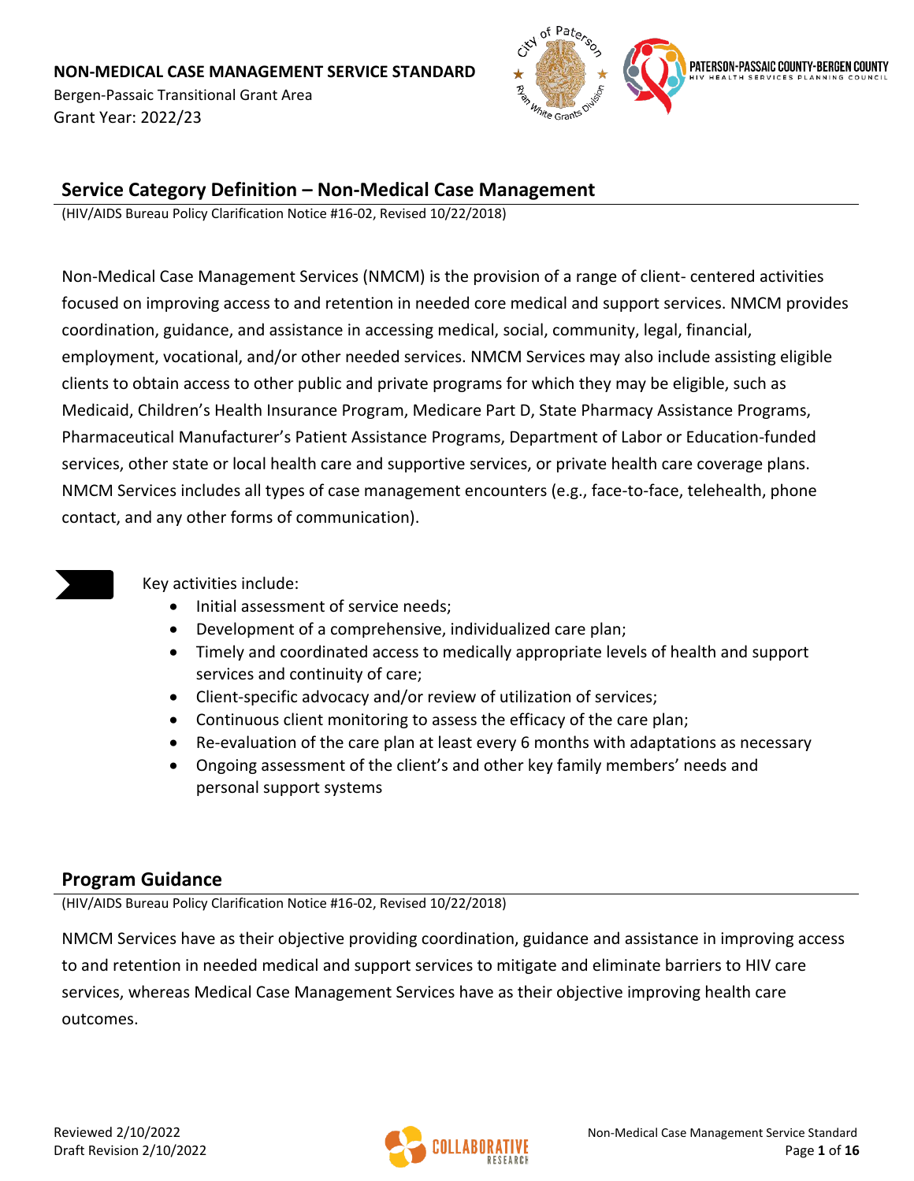**NON-MEDICAL CASE MANAGEMENT SERVICE STANDARD**

Bergen-Passaic Transitional Grant Area

Grant Year: 2022/23

## Service Category Definition – Non-Medical Case Management

(HIV/AIDS Bureau Policy Clarification Notice #16-02, Revised 10/22/2018)

Non-Medical Case Management Services (NMCM) is the provision of a range of client- centered activities focused on improving access to and retention in needed core medical and support services. NMCM provides coordination, guidance, and assistance in accessing medical, social, community, legal, financial, employment, vocational, and/or other needed services. NMCM Services may also include assisting eligible clients to obtain access to other public and private programs for which they may be eligible, such as Medicaid, Children's Health Insurance Program, Medicare Part D, State Pharmacy Assistance Programs, Pharmaceutical Manufacturer's Patient Assistance Programs, Department of Labor or Education-funded services, other state or local health care and supportive services, or private health care coverage plans. NMCM Services includes all types of case management encounters (e.g., face-to-face, telehealth, phone contact, and any other forms of communication).

Key activities include:

- Initial assessment of service needs;
- Development of a comprehensive, individualized care plan;
- Timely and coordinated access to medically appropriate levels of health and support services and continuity of care;
- Client-specific advocacy and/or review of utilization of services;
- Continuous client monitoring to assess the efficacy of the care plan;
- Re-evaluation of the care plan at least every 6 months with adaptations as necessary
- Ongoing assessment of the client's and other key family members' needs and personal support systems

## Program Guidance

(HIV/AIDS Bureau Policy Clarification Notice #16-02, Revised 10/22/2018)

NMCM Services have as their objective providing coordination, guidance and assistance in improving access to and retention in needed medical and support services to mitigate and eliminate barriers to HIV care services, whereas Medical Case Management Services have as their objective improving health care outcomes.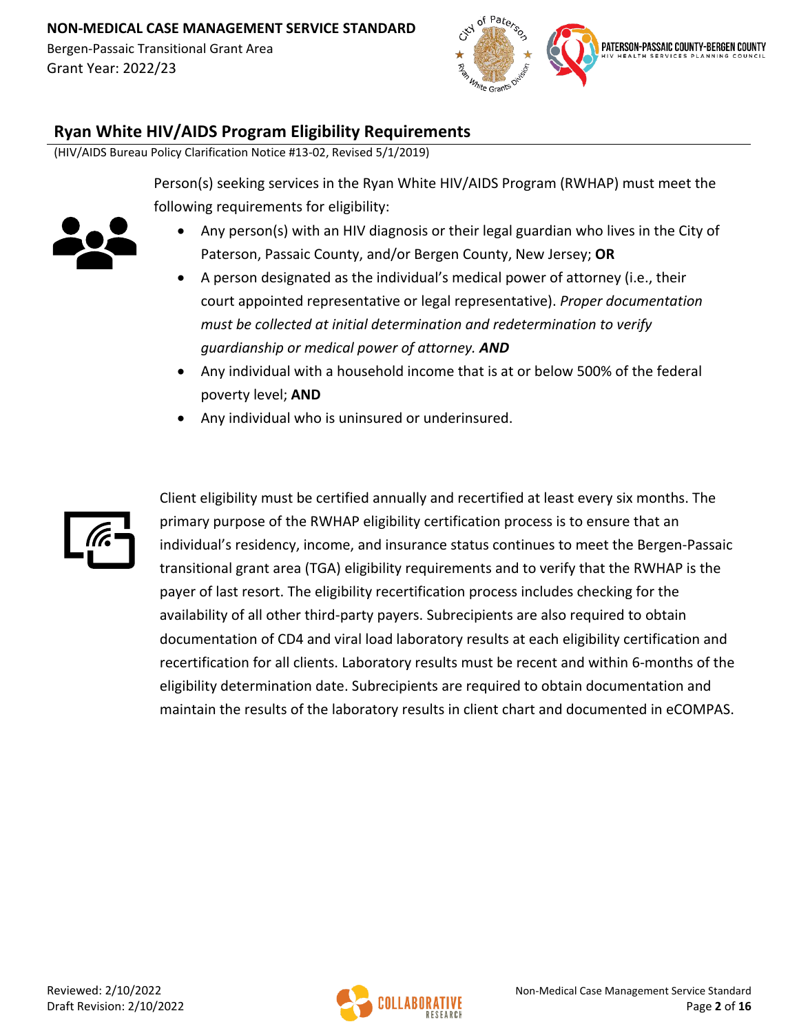## Ryan White HIV/AIDS Program Eligibility Requirements

(HIV/AIDS Bureau Policy Clarification Notice #13-02, Revised 5/1/2019)

Person(s) seeking services in the Ryan White HIV/AIDS Program (RWHAP) must meet the following requirements for eligibility:

- Any person(s) with an HIV diagnosis or their legal guardian who lives in the City of Paterson, Passaic County, and/or Bergen County, New Jersey; **OR**
- A person designated as the individual's medical power of attorney (i.e., their court appointed representative or legal representative). *Proper documentation must be collected at initial determination and redetermination to verify guardianship or medical power of attorney.* ***AND***
- Any individual with a household income that is at or below 500% of the federal poverty level; **AND**
- Any individual who is uninsured or underinsured.

Client eligibility must be certified annually and recertified at least every six months. The primary purpose of the RWHAP eligibility certification process is to ensure that an individual's residency, income, and insurance status continues to meet the Bergen-Passaic transitional grant area (TGA) eligibility requirements and to verify that the RWHAP is the payer of last resort. The eligibility recertification process includes checking for the availability of all other third-party payers. Subrecipients are also required to obtain documentation of CD4 and viral load laboratory results at each eligibility certification and recertification for all clients. Laboratory results must be recent and within 6-months of the eligibility determination date. Subrecipients are required to obtain documentation and maintain the results of the laboratory results in client chart and documented in eCOMPAS.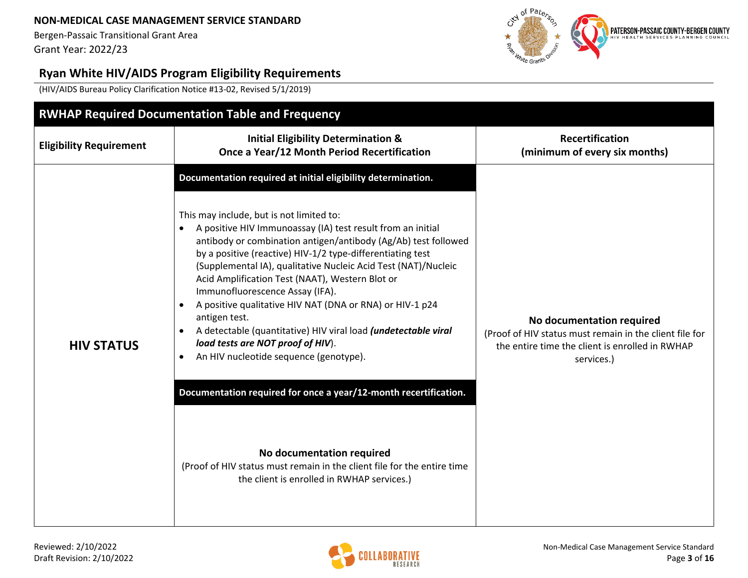## Ryan White HIV/AIDS Program Eligibility Requirements

(HIV/AIDS Bureau Policy Clarification Notice #13-02, Revised 5/1/2019)

| RWHAP Required Documentation Table and Frequency | | |
|---|---|---|
| **Eligibility Requirement** | **Initial Eligibility Determination & Once a Year/12 Month Period Recertification** | **Recertification (minimum of every six months)** |
| **HIV STATUS** | **Documentation required at initial eligibility determination.**<br><br>This may include, but is not limited to:<br>• A positive HIV Immunoassay (IA) test result from an initial antibody or combination antigen/antibody (Ag/Ab) test followed by a positive (reactive) HIV-1/2 type-differentiating test (Supplemental IA), qualitative Nucleic Acid Test (NAT)/Nucleic Acid Amplification Test (NAAT), Western Blot or Immunofluorescence Assay (IFA).<br>• A positive qualitative HIV NAT (DNA or RNA) or HIV-1 p24 antigen test.<br>• A detectable (quantitative) HIV viral load ***(undetectable viral load tests are NOT proof of HIV)***.<br>• An HIV nucleotide sequence (genotype).<br><br>**Documentation required for once a year/12-month recertification.**<br><br>**No documentation required**<br>(Proof of HIV status must remain in the client file for the entire time the client is enrolled in RWHAP services.) | **No documentation required**<br>(Proof of HIV status must remain in the client file for the entire time the client is enrolled in RWHAP services.) |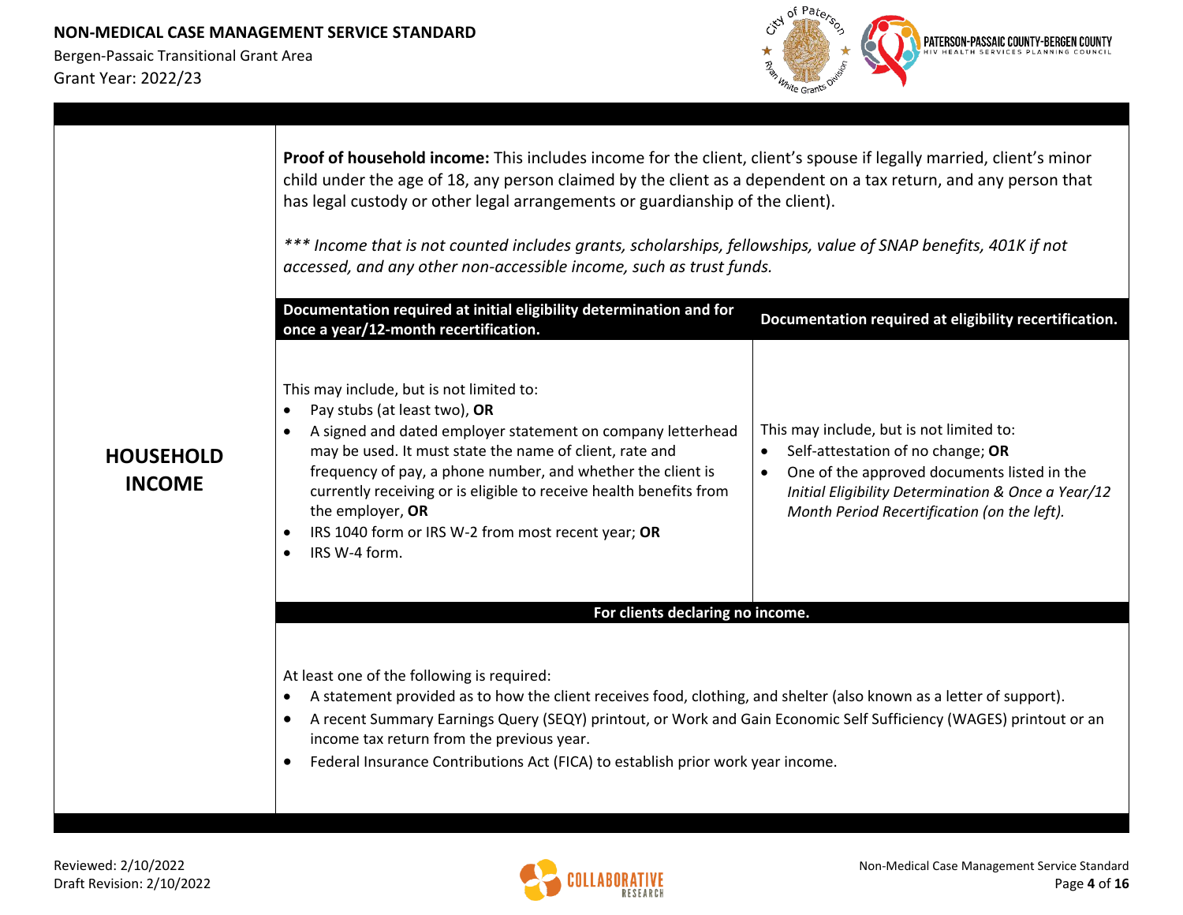## HOUSEHOLD INCOME

**Proof of household income:** This includes income for the client, client's spouse if legally married, client's minor child under the age of 18, any person claimed by the client as a dependent on a tax return, and any person that has legal custody or other legal arrangements or guardianship of the client).

*\*\*\* Income that is not counted includes grants, scholarships, fellowships, value of SNAP benefits, 401K if not accessed, and any other non-accessible income, such as trust funds.*

| Documentation required at initial eligibility determination and for once a year/12-month recertification. | Documentation required at eligibility recertification. |
| --- | --- |
| This may include, but is not limited to:<br>• Pay stubs (at least two), **OR**<br>• A signed and dated employer statement on company letterhead may be used. It must state the name of client, rate and frequency of pay, a phone number, and whether the client is currently receiving or is eligible to receive health benefits from the employer, **OR**<br>• IRS 1040 form or IRS W-2 from most recent year; **OR**<br>• IRS W-4 form. | This may include, but is not limited to:<br>• Self-attestation of no change; **OR**<br>• One of the approved documents listed in the *Initial Eligibility Determination & Once a Year/12 Month Period Recertification (on the left).* |

**For clients declaring no income.**

At least one of the following is required:

- A statement provided as to how the client receives food, clothing, and shelter (also known as a letter of support).
- A recent Summary Earnings Query (SEQY) printout, or Work and Gain Economic Self Sufficiency (WAGES) printout or an income tax return from the previous year.
- Federal Insurance Contributions Act (FICA) to establish prior work year income.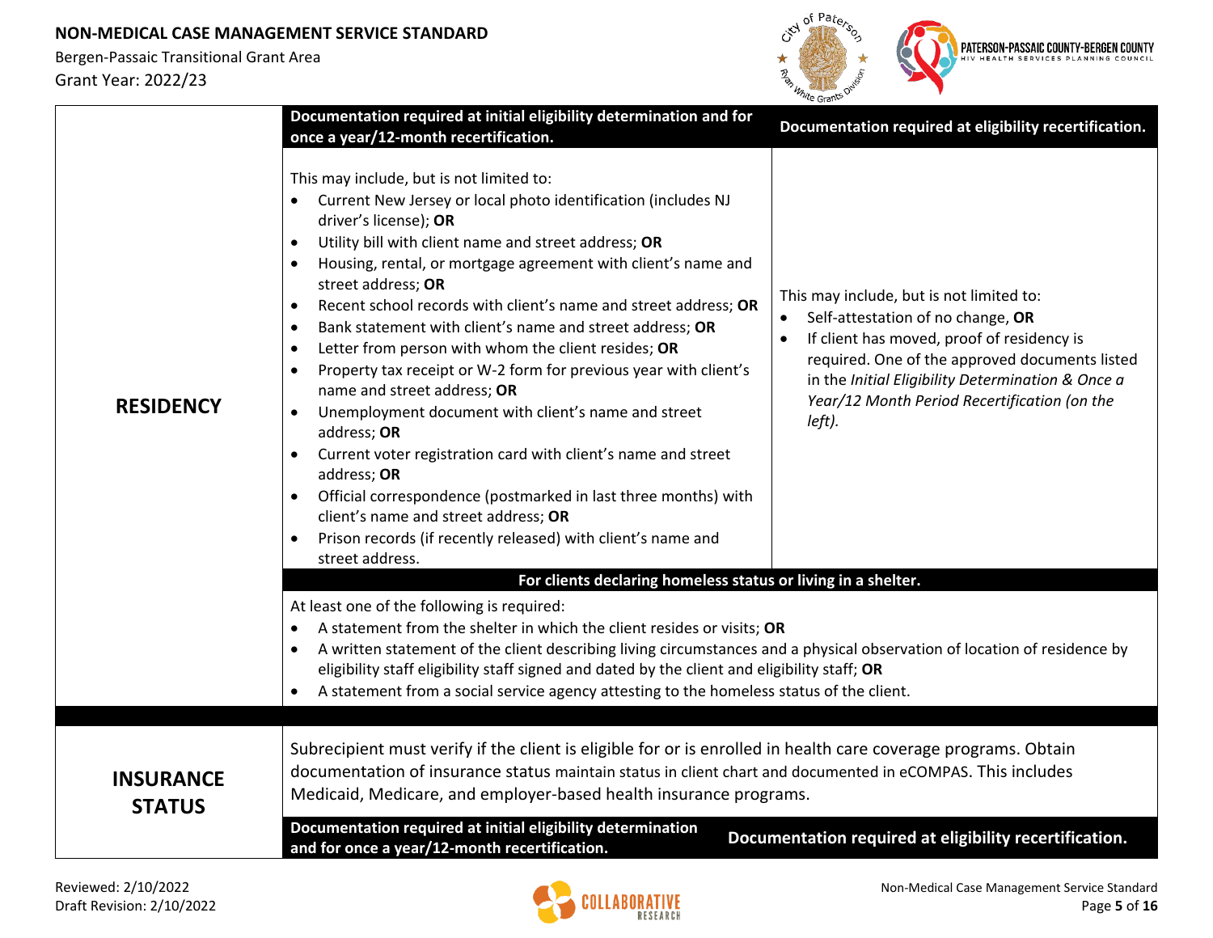| | Documentation required at initial eligibility determination and for once a year/12-month recertification. | Documentation required at eligibility recertification. |
|---|---|---|
| **RESIDENCY** | This may include, but is not limited to:<br>• Current New Jersey or local photo identification (includes NJ driver's license); **OR**<br>• Utility bill with client name and street address; **OR**<br>• Housing, rental, or mortgage agreement with client's name and street address; **OR**<br>• Recent school records with client's name and street address; **OR**<br>• Bank statement with client's name and street address; **OR**<br>• Letter from person with whom the client resides; **OR**<br>• Property tax receipt or W-2 form for previous year with client's name and street address; **OR**<br>• Unemployment document with client's name and street address; **OR**<br>• Current voter registration card with client's name and street address; **OR**<br>• Official correspondence (postmarked in last three months) with client's name and street address; **OR**<br>• Prison records (if recently released) with client's name and street address. | This may include, but is not limited to:<br>• Self-attestation of no change, **OR**<br>• If client has moved, proof of residency is required. One of the approved documents listed in the *Initial Eligibility Determination & Once a Year/12 Month Period Recertification (on the left).* |
| | **For clients declaring homeless status or living in a shelter.** | |
| | At least one of the following is required:<br>• A statement from the shelter in which the client resides or visits; **OR**<br>• A written statement of the client describing living circumstances and a physical observation of location of residence by eligibility staff eligibility staff signed and dated by the client and eligibility staff; **OR**<br>• A statement from a social service agency attesting to the homeless status of the client. | |
| **INSURANCE STATUS** | Subrecipient must verify if the client is eligible for or is enrolled in health care coverage programs. Obtain documentation of insurance status maintain status in client chart and documented in eCOMPAS. This includes Medicaid, Medicare, and employer-based health insurance programs. | |
| | **Documentation required at initial eligibility determination and for once a year/12-month recertification.** | **Documentation required at eligibility recertification.** |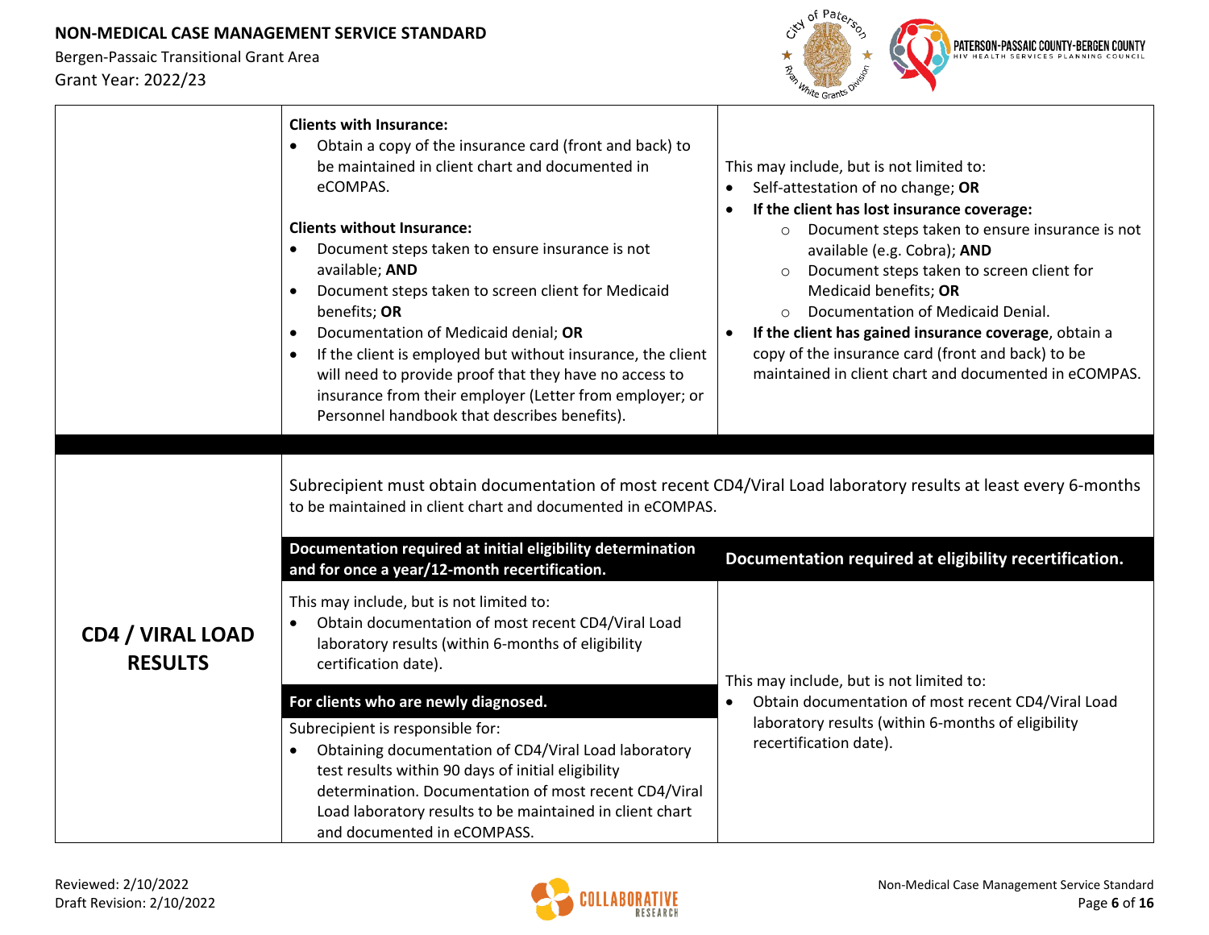| | | |
|---|---|---|
| | **Clients with Insurance:**<br>• Obtain a copy of the insurance card (front and back) to be maintained in client chart and documented in eCOMPAS.<br><br>**Clients without Insurance:**<br>• Document steps taken to ensure insurance is not available; **AND**<br>• Document steps taken to screen client for Medicaid benefits; **OR**<br>• Documentation of Medicaid denial; **OR**<br>• If the client is employed but without insurance, the client will need to provide proof that they have no access to insurance from their employer (Letter from employer; or Personnel handbook that describes benefits). | This may include, but is not limited to:<br>• Self-attestation of no change; **OR**<br>• **If the client has lost insurance coverage:**<br>  ○ Document steps taken to ensure insurance is not available (e.g. Cobra); **AND**<br>  ○ Document steps taken to screen client for Medicaid benefits; **OR**<br>  ○ Documentation of Medicaid Denial.<br>• **If the client has gained insurance coverage**, obtain a copy of the insurance card (front and back) to be maintained in client chart and documented in eCOMPAS. |

| | | |
|---|---|---|
| **CD4 / VIRAL LOAD RESULTS** | Subrecipient must obtain documentation of most recent CD4/Viral Load laboratory results at least every 6-months to be maintained in client chart and documented in eCOMPAS. | |
| | **Documentation required at initial eligibility determination and for once a year/12-month recertification.** | **Documentation required at eligibility recertification.** |
| | This may include, but is not limited to:<br>• Obtain documentation of most recent CD4/Viral Load laboratory results (within 6-months of eligibility certification date).<br><br>**For clients who are newly diagnosed.**<br>Subrecipient is responsible for:<br>• Obtaining documentation of CD4/Viral Load laboratory test results within 90 days of initial eligibility determination. Documentation of most recent CD4/Viral Load laboratory results to be maintained in client chart and documented in eCOMPASS. | This may include, but is not limited to:<br>• Obtain documentation of most recent CD4/Viral Load laboratory results (within 6-months of eligibility recertification date). |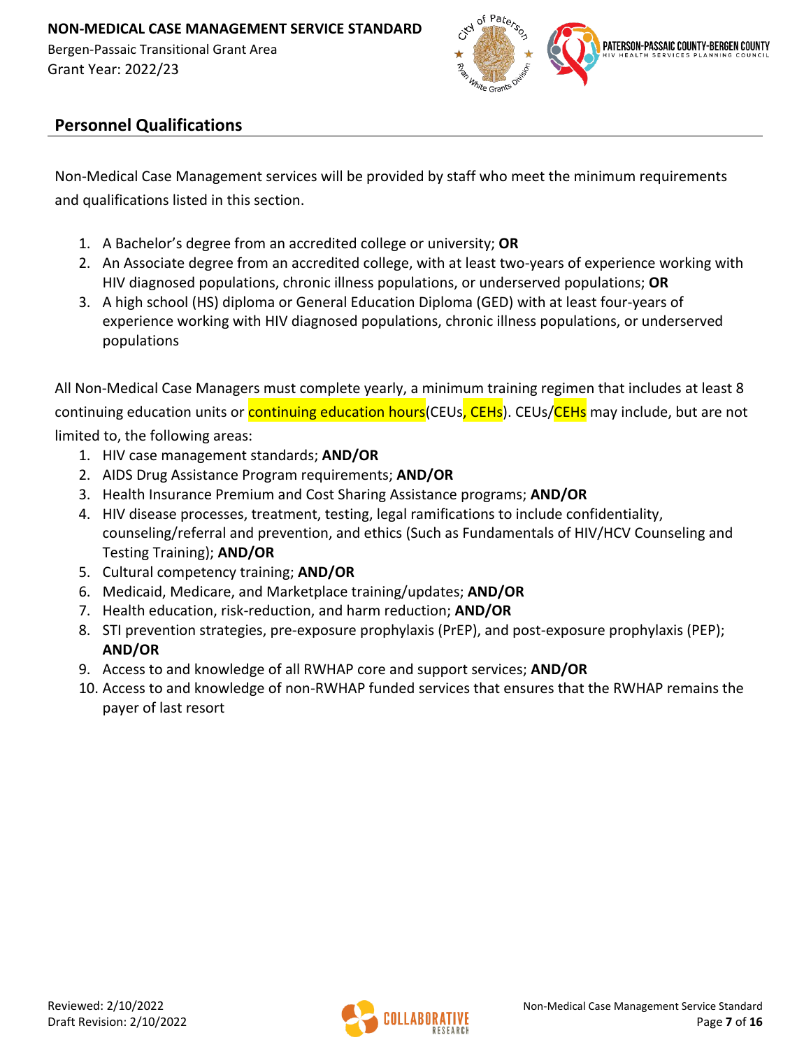## Personnel Qualifications

Non-Medical Case Management services will be provided by staff who meet the minimum requirements and qualifications listed in this section.

1. A Bachelor's degree from an accredited college or university; **OR**
2. An Associate degree from an accredited college, with at least two-years of experience working with HIV diagnosed populations, chronic illness populations, or underserved populations; **OR**
3. A high school (HS) diploma or General Education Diploma (GED) with at least four-years of experience working with HIV diagnosed populations, chronic illness populations, or underserved populations

All Non-Medical Case Managers must complete yearly, a minimum training regimen that includes at least 8 continuing education units or continuing education hours(CEUs, CEHs). CEUs/CEHs may include, but are not limited to, the following areas:

1. HIV case management standards; **AND/OR**
2. AIDS Drug Assistance Program requirements; **AND/OR**
3. Health Insurance Premium and Cost Sharing Assistance programs; **AND/OR**
4. HIV disease processes, treatment, testing, legal ramifications to include confidentiality, counseling/referral and prevention, and ethics (Such as Fundamentals of HIV/HCV Counseling and Testing Training); **AND/OR**
5. Cultural competency training; **AND/OR**
6. Medicaid, Medicare, and Marketplace training/updates; **AND/OR**
7. Health education, risk-reduction, and harm reduction; **AND/OR**
8. STI prevention strategies, pre-exposure prophylaxis (PrEP), and post-exposure prophylaxis (PEP); **AND/OR**
9. Access to and knowledge of all RWHAP core and support services; **AND/OR**
10. Access to and knowledge of non-RWHAP funded services that ensures that the RWHAP remains the payer of last resort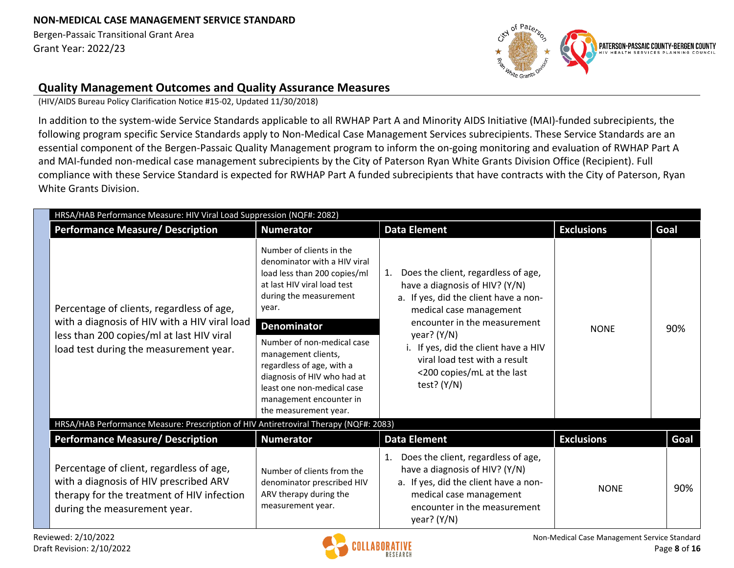## Quality Management Outcomes and Quality Assurance Measures

(HIV/AIDS Bureau Policy Clarification Notice #15-02, Updated 11/30/2018)

In addition to the system-wide Service Standards applicable to all RWHAP Part A and Minority AIDS Initiative (MAI)-funded subrecipients, the following program specific Service Standards apply to Non-Medical Case Management Services subrecipients. These Service Standards are an essential component of the Bergen-Passaic Quality Management program to inform the on-going monitoring and evaluation of RWHAP Part A and MAI-funded non-medical case management subrecipients by the City of Paterson Ryan White Grants Division Office (Recipient). Full compliance with these Service Standard is expected for RWHAP Part A funded subrecipients that have contracts with the City of Paterson, Ryan White Grants Division.

**HRSA/HAB Performance Measure: HIV Viral Load Suppression (NQF#: 2082)**

| Performance Measure/ Description | Numerator | Data Element | Exclusions | Goal |
|---|---|---|---|---|
| Percentage of clients, regardless of age, with a diagnosis of HIV with a HIV viral load less than 200 copies/ml at last HIV viral load test during the measurement year. | Number of clients in the denominator with a HIV viral load less than 200 copies/ml at last HIV viral load test during the measurement year.<br>**Denominator**<br>Number of non-medical case management clients, regardless of age, with a diagnosis of HIV who had at least one non-medical case management encounter in the measurement year. | 1. Does the client, regardless of age, have a diagnosis of HIV? (Y/N)<br>a. If yes, did the client have a non-medical case management encounter in the measurement year? (Y/N)<br>i. If yes, did the client have a HIV viral load test with a result <200 copies/mL at the last test? (Y/N) | NONE | 90% |

**HRSA/HAB Performance Measure: Prescription of HIV Antiretroviral Therapy (NQF#: 2083)**

| Performance Measure/ Description | Numerator | Data Element | Exclusions | Goal |
|---|---|---|---|---|
| Percentage of client, regardless of age, with a diagnosis of HIV prescribed ARV therapy for the treatment of HIV infection during the measurement year. | Number of clients from the denominator prescribed HIV ARV therapy during the measurement year. | 1. Does the client, regardless of age, have a diagnosis of HIV? (Y/N)<br>a. If yes, did the client have a non-medical case management encounter in the measurement year? (Y/N) | NONE | 90% |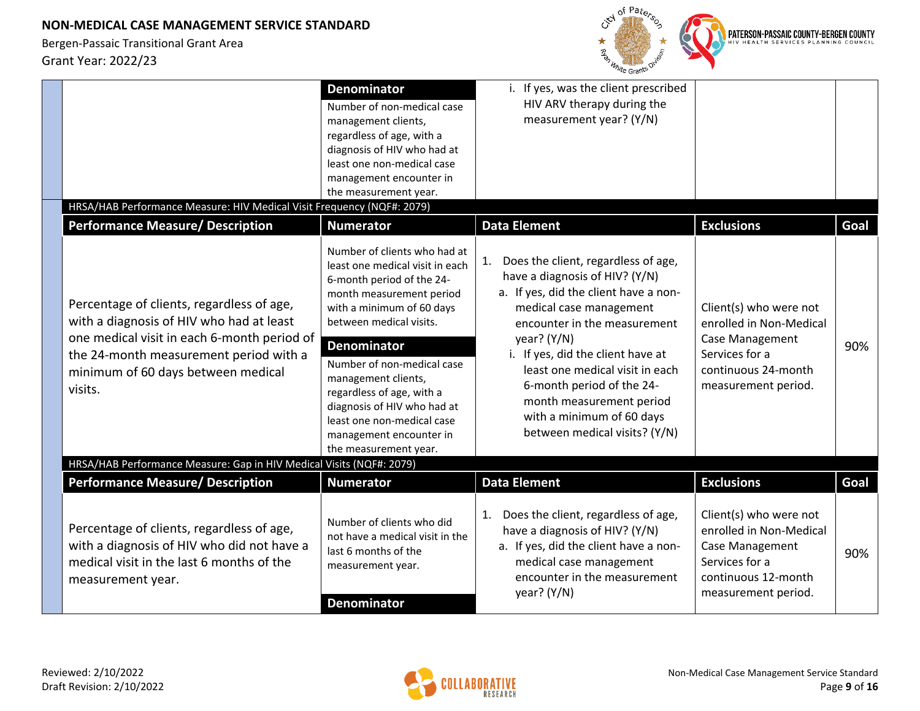| | Denominator | | | |
|---|---|---|---|---|
| | Number of non-medical case management clients, regardless of age, with a diagnosis of HIV who had at least one non-medical case management encounter in the measurement year. | i. If yes, was the client prescribed HIV ARV therapy during the measurement year? (Y/N) | | |

**HRSA/HAB Performance Measure: HIV Medical Visit Frequency (NQF#: 2079)**

| Performance Measure/ Description | Numerator | Data Element | Exclusions | Goal |
|---|---|---|---|---|
| Percentage of clients, regardless of age, with a diagnosis of HIV who had at least one medical visit in each 6-month period of the 24-month measurement period with a minimum of 60 days between medical visits. | Number of clients who had at least one medical visit in each 6-month period of the 24-month measurement period with a minimum of 60 days between medical visits.<br>**Denominator**<br>Number of non-medical case management clients, regardless of age, with a diagnosis of HIV who had at least one non-medical case management encounter in the measurement year. | 1. Does the client, regardless of age, have a diagnosis of HIV? (Y/N)<br>a. If yes, did the client have a non-medical case management encounter in the measurement year? (Y/N)<br>i. If yes, did the client have at least one medical visit in each 6-month period of the 24-month measurement period with a minimum of 60 days between medical visits? (Y/N) | Client(s) who were not enrolled in Non-Medical Case Management Services for a continuous 24-month measurement period. | 90% |

**HRSA/HAB Performance Measure: Gap in HIV Medical Visits (NQF#: 2079)**

| Performance Measure/ Description | Numerator | Data Element | Exclusions | Goal |
|---|---|---|---|---|
| Percentage of clients, regardless of age, with a diagnosis of HIV who did not have a medical visit in the last 6 months of the measurement year. | Number of clients who did not have a medical visit in the last 6 months of the measurement year.<br>**Denominator** | 1. Does the client, regardless of age, have a diagnosis of HIV? (Y/N)<br>a. If yes, did the client have a non-medical case management encounter in the measurement year? (Y/N) | Client(s) who were not enrolled in Non-Medical Case Management Services for a continuous 12-month measurement period. | 90% |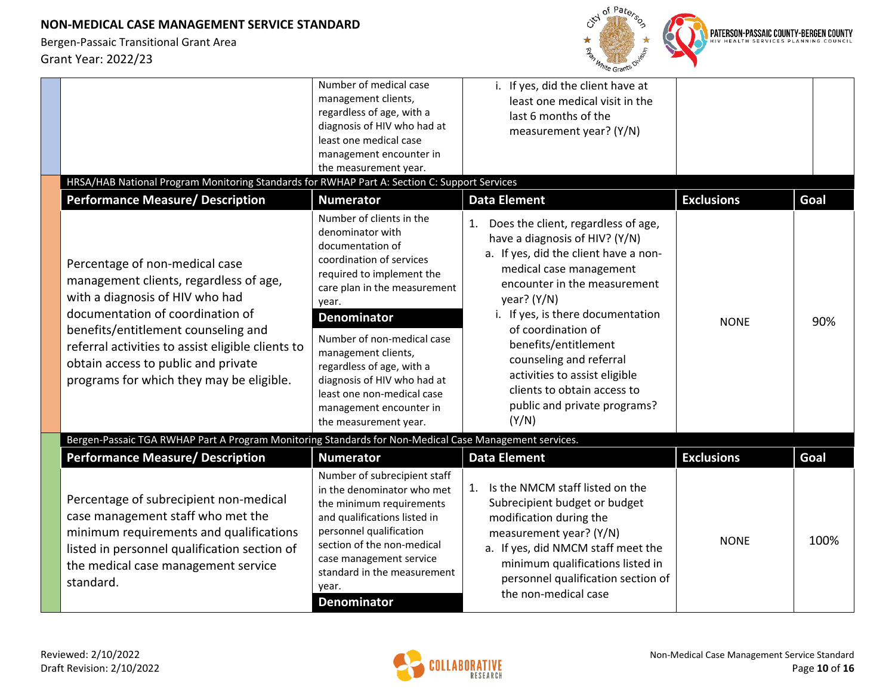| | Number of medical case management clients, regardless of age, with a diagnosis of HIV who had at least one medical case management encounter in the measurement year. | i. If yes, did the client have at least one medical visit in the last 6 months of the measurement year? (Y/N) | | |
|---|---|---|---|---|

**HRSA/HAB National Program Monitoring Standards for RWHAP Part A: Section C: Support Services**

| Performance Measure/ Description | Numerator | Data Element | Exclusions | Goal |
|---|---|---|---|---|
| Percentage of non-medical case management clients, regardless of age, with a diagnosis of HIV who had documentation of coordination of benefits/entitlement counseling and referral activities to assist eligible clients to obtain access to public and private programs for which they may be eligible. | Number of clients in the denominator with documentation of coordination of services required to implement the care plan in the measurement year.<br>**Denominator**<br>Number of non-medical case management clients, regardless of age, with a diagnosis of HIV who had at least one non-medical case management encounter in the measurement year. | 1. Does the client, regardless of age, have a diagnosis of HIV? (Y/N)<br>a. If yes, did the client have a non-medical case management encounter in the measurement year? (Y/N)<br>i. If yes, is there documentation of coordination of benefits/entitlement counseling and referral activities to assist eligible clients to obtain access to public and private programs? (Y/N) | NONE | 90% |

**Bergen-Passaic TGA RWHAP Part A Program Monitoring Standards for Non-Medical Case Management services.**

| Performance Measure/ Description | Numerator | Data Element | Exclusions | Goal |
|---|---|---|---|---|
| Percentage of subrecipient non-medical case management staff who met the minimum requirements and qualifications listed in personnel qualification section of the medical case management service standard. | Number of subrecipient staff in the denominator who met the minimum requirements and qualifications listed in personnel qualification section of the non-medical case management service standard in the measurement year.<br>**Denominator** | 1. Is the NMCM staff listed on the Subrecipient budget or budget modification during the measurement year? (Y/N)<br>a. If yes, did NMCM staff meet the minimum qualifications listed in personnel qualification section of the non-medical case | NONE | 100% |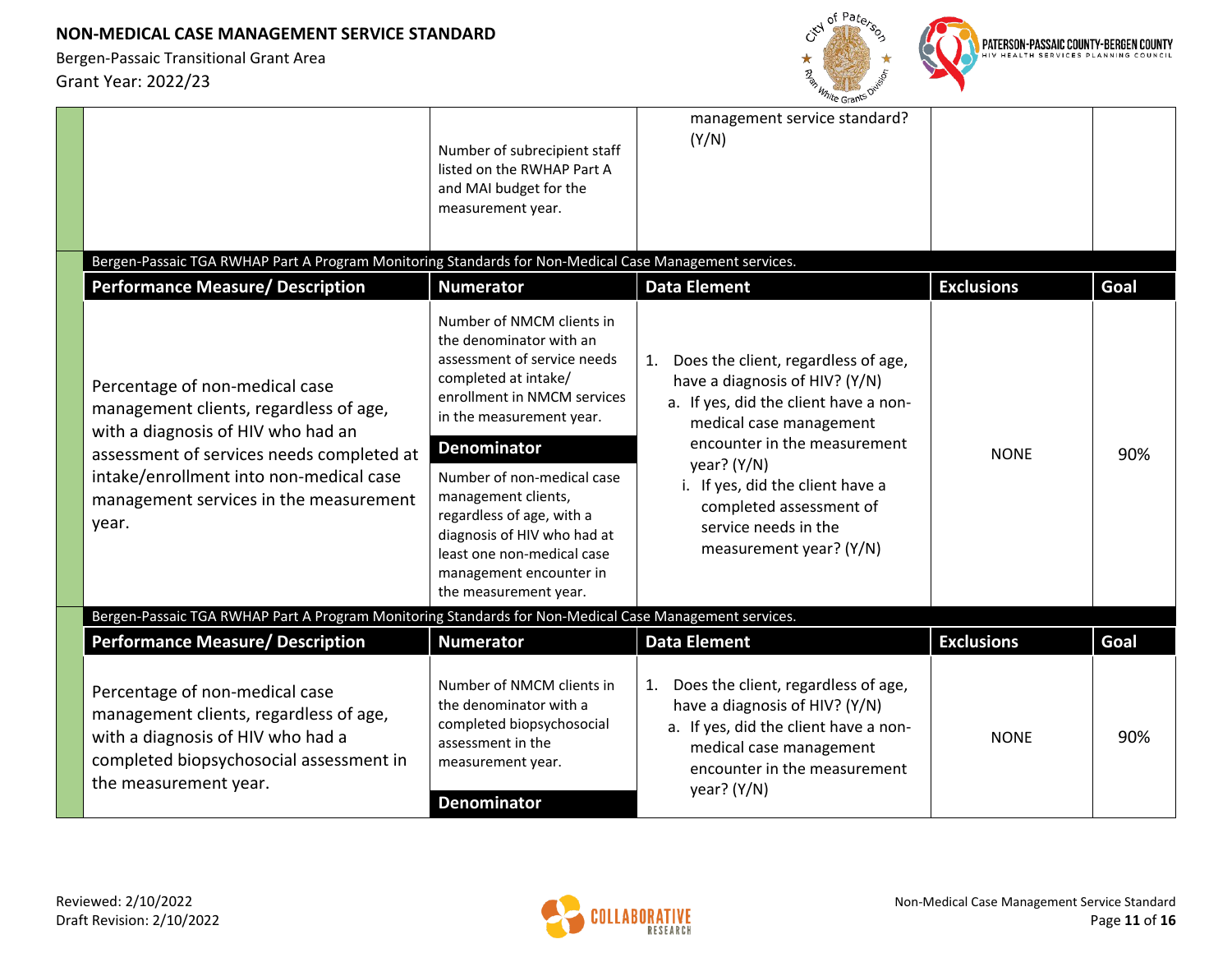| | Number of subrecipient staff listed on the RWHAP Part A and MAI budget for the measurement year. | management service standard? (Y/N) | | |
|---|---|---|---|---|

Bergen-Passaic TGA RWHAP Part A Program Monitoring Standards for Non-Medical Case Management services.

| Performance Measure/ Description | Numerator | Data Element | Exclusions | Goal |
|---|---|---|---|---|
| Percentage of non-medical case management clients, regardless of age, with a diagnosis of HIV who had an assessment of services needs completed at intake/enrollment into non-medical case management services in the measurement year. | Number of NMCM clients in the denominator with an assessment of service needs completed at intake/ enrollment in NMCM services in the measurement year.<br><br>**Denominator**<br><br>Number of non-medical case management clients, regardless of age, with a diagnosis of HIV who had at least one non-medical case management encounter in the measurement year. | 1. Does the client, regardless of age, have a diagnosis of HIV? (Y/N)<br>a. If yes, did the client have a non-medical case management encounter in the measurement year? (Y/N)<br>i. If yes, did the client have a completed assessment of service needs in the measurement year? (Y/N) | NONE | 90% |

Bergen-Passaic TGA RWHAP Part A Program Monitoring Standards for Non-Medical Case Management services.

| Performance Measure/ Description | Numerator | Data Element | Exclusions | Goal |
|---|---|---|---|---|
| Percentage of non-medical case management clients, regardless of age, with a diagnosis of HIV who had a completed biopsychosocial assessment in the measurement year. | Number of NMCM clients in the denominator with a completed biopsychosocial assessment in the measurement year.<br><br>**Denominator** | 1. Does the client, regardless of age, have a diagnosis of HIV? (Y/N)<br>a. If yes, did the client have a non-medical case management encounter in the measurement year? (Y/N) | NONE | 90% |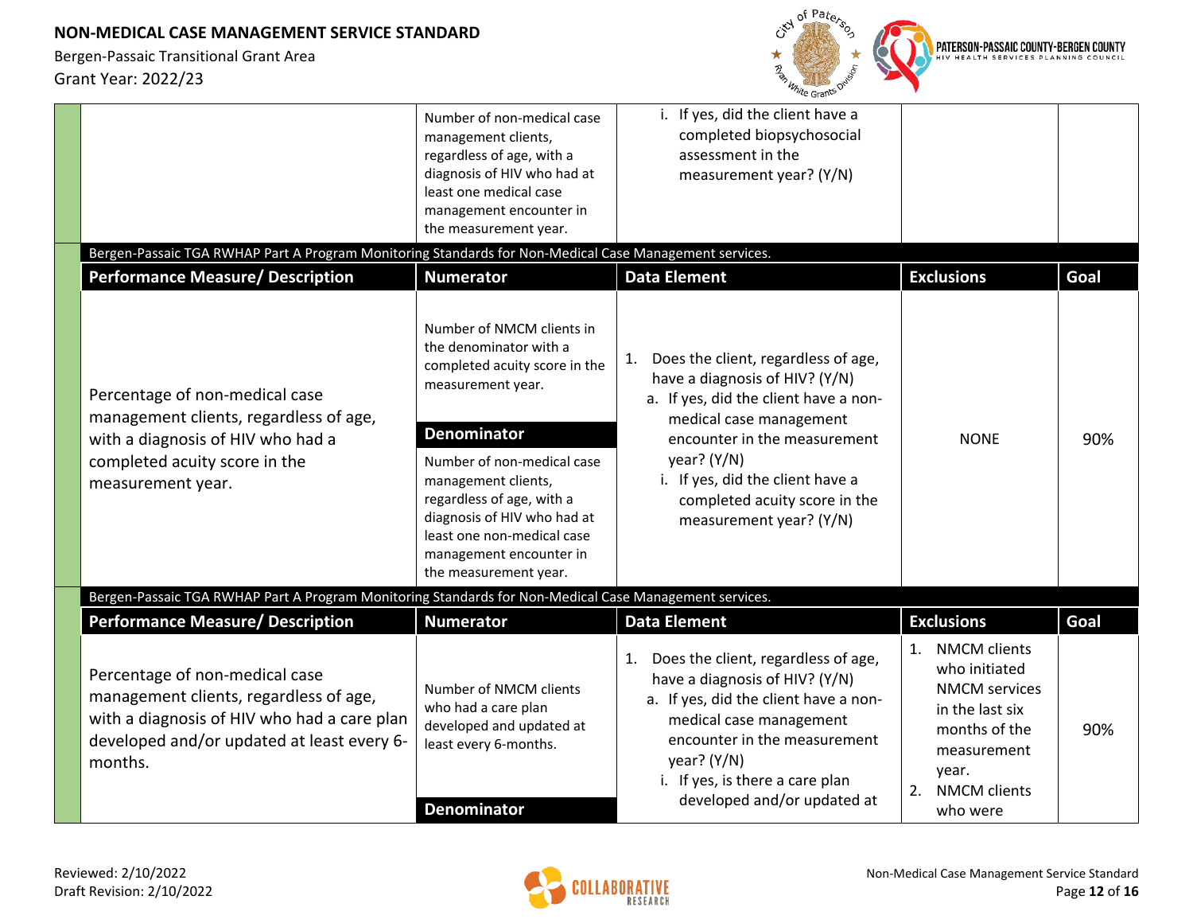| | Number of non-medical case management clients, regardless of age, with a diagnosis of HIV who had at least one medical case management encounter in the measurement year. | i. If yes, did the client have a completed biopsychosocial assessment in the measurement year? (Y/N) | | |
|---|---|---|---|---|

Bergen-Passaic TGA RWHAP Part A Program Monitoring Standards for Non-Medical Case Management services.

| Performance Measure/ Description | Numerator | Data Element | Exclusions | Goal |
|---|---|---|---|---|
| Percentage of non-medical case management clients, regardless of age, with a diagnosis of HIV who had a completed acuity score in the measurement year. | Number of NMCM clients in the denominator with a completed acuity score in the measurement year.<br><br>**Denominator**<br><br>Number of non-medical case management clients, regardless of age, with a diagnosis of HIV who had at least one non-medical case management encounter in the measurement year. | 1. Does the client, regardless of age, have a diagnosis of HIV? (Y/N)<br>a. If yes, did the client have a non-medical case management encounter in the measurement year? (Y/N)<br>i. If yes, did the client have a completed acuity score in the measurement year? (Y/N) | NONE | 90% |

Bergen-Passaic TGA RWHAP Part A Program Monitoring Standards for Non-Medical Case Management services.

| Performance Measure/ Description | Numerator | Data Element | Exclusions | Goal |
|---|---|---|---|---|
| Percentage of non-medical case management clients, regardless of age, with a diagnosis of HIV who had a care plan developed and/or updated at least every 6-months. | Number of NMCM clients who had a care plan developed and updated at least every 6-months.<br><br>**Denominator** | 1. Does the client, regardless of age, have a diagnosis of HIV? (Y/N)<br>a. If yes, did the client have a non-medical case management encounter in the measurement year? (Y/N)<br>i. If yes, is there a care plan developed and/or updated at | 1. NMCM clients who initiated NMCM services in the last six months of the measurement year.<br>2. NMCM clients who were | 90% |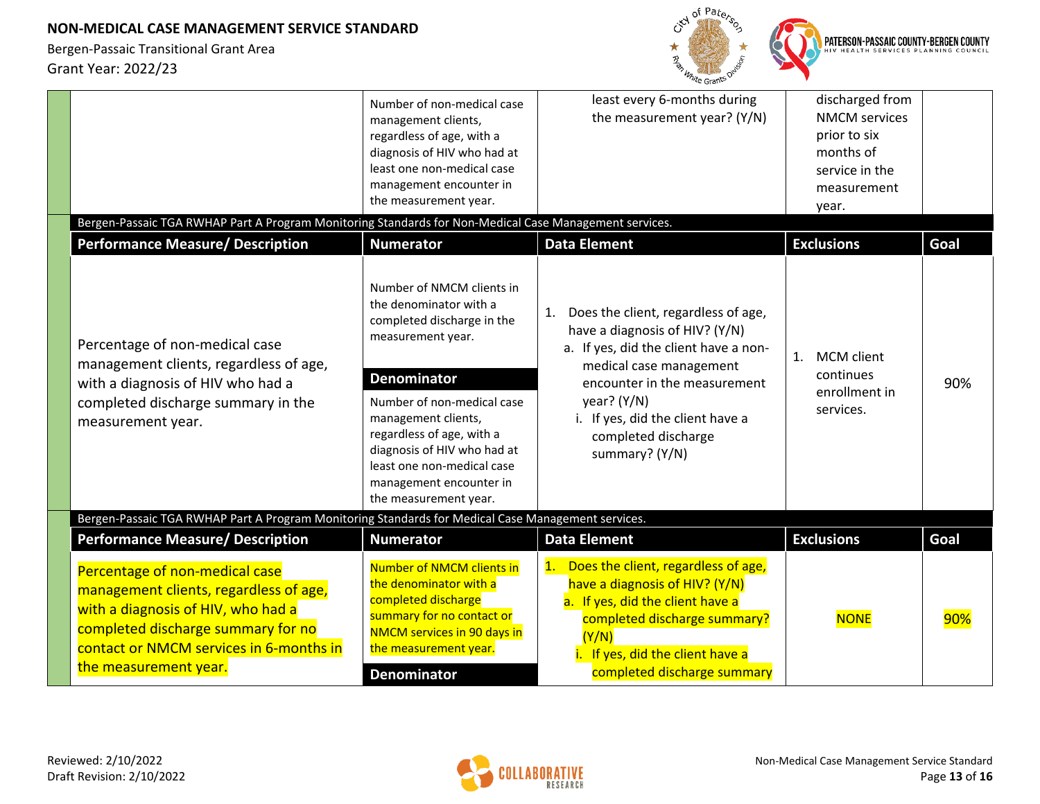| | Number of non-medical case management clients, regardless of age, with a diagnosis of HIV who had at least one non-medical case management encounter in the measurement year. | least every 6-months during the measurement year? (Y/N) | discharged from NMCM services prior to six months of service in the measurement year. | |
|---|---|---|---|---|

Bergen-Passaic TGA RWHAP Part A Program Monitoring Standards for Non-Medical Case Management services.

| Performance Measure/ Description | Numerator | Data Element | Exclusions | Goal |
|---|---|---|---|---|
| Percentage of non-medical case management clients, regardless of age, with a diagnosis of HIV who had a completed discharge summary in the measurement year. | Number of NMCM clients in the denominator with a completed discharge in the measurement year.<br><br>**Denominator**<br><br>Number of non-medical case management clients, regardless of age, with a diagnosis of HIV who had at least one non-medical case management encounter in the measurement year. | 1. Does the client, regardless of age, have a diagnosis of HIV? (Y/N)<br>a. If yes, did the client have a non-medical case management encounter in the measurement year? (Y/N)<br>i. If yes, did the client have a completed discharge summary? (Y/N) | 1. MCM client continues enrollment in services. | 90% |

Bergen-Passaic TGA RWHAP Part A Program Monitoring Standards for Medical Case Management services.

| Performance Measure/ Description | Numerator | Data Element | Exclusions | Goal |
|---|---|---|---|---|
| Percentage of non-medical case management clients, regardless of age, with a diagnosis of HIV, who had a completed discharge summary for no contact or NMCM services in 6-months in the measurement year. | Number of NMCM clients in the denominator with a completed discharge summary for no contact or NMCM services in 90 days in the measurement year.<br><br>**Denominator** | 1. Does the client, regardless of age, have a diagnosis of HIV? (Y/N)<br>a. If yes, did the client have a completed discharge summary? (Y/N)<br>i. If yes, did the client have a completed discharge summary | NONE | 90% |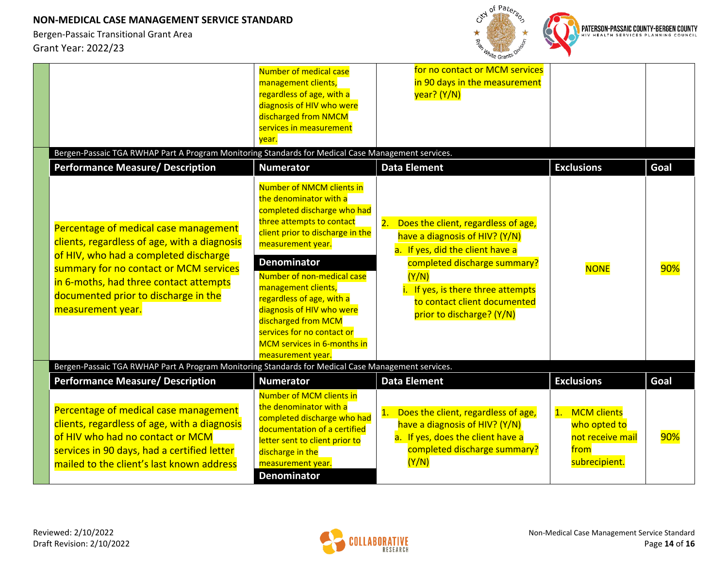| | Number of medical case management clients, regardless of age, with a diagnosis of HIV who were discharged from NMCM services in measurement year. | for no contact or MCM services in 90 days in the measurement year? (Y/N) | | |
|---|---|---|---|---|

Bergen-Passaic TGA RWHAP Part A Program Monitoring Standards for Medical Case Management services.

| Performance Measure/ Description | Numerator | Data Element | Exclusions | Goal |
|---|---|---|---|---|
| Percentage of medical case management clients, regardless of age, with a diagnosis of HIV, who had a completed discharge summary for no contact or MCM services in 6-moths, had three contact attempts documented prior to discharge in the measurement year. | Number of NMCM clients in the denominator with a completed discharge who had three attempts to contact client prior to discharge in the measurement year.<br>**Denominator**<br>Number of non-medical case management clients, regardless of age, with a diagnosis of HIV who were discharged from MCM services for no contact or MCM services in 6-months in measurement year. | 2. Does the client, regardless of age, have a diagnosis of HIV? (Y/N)<br>a. If yes, did the client have a completed discharge summary? (Y/N)<br>i. If yes, is there three attempts to contact client documented prior to discharge? (Y/N) | NONE | 90% |

Bergen-Passaic TGA RWHAP Part A Program Monitoring Standards for Medical Case Management services.

| Performance Measure/ Description | Numerator | Data Element | Exclusions | Goal |
|---|---|---|---|---|
| Percentage of medical case management clients, regardless of age, with a diagnosis of HIV who had no contact or MCM services in 90 days, had a certified letter mailed to the client's last known address | Number of MCM clients in the denominator with a completed discharge who had documentation of a certified letter sent to client prior to discharge in the measurement year.<br>**Denominator** | 1. Does the client, regardless of age, have a diagnosis of HIV? (Y/N)<br>a. If yes, does the client have a completed discharge summary? (Y/N) | 1. MCM clients who opted to not receive mail from subrecipient. | 90% |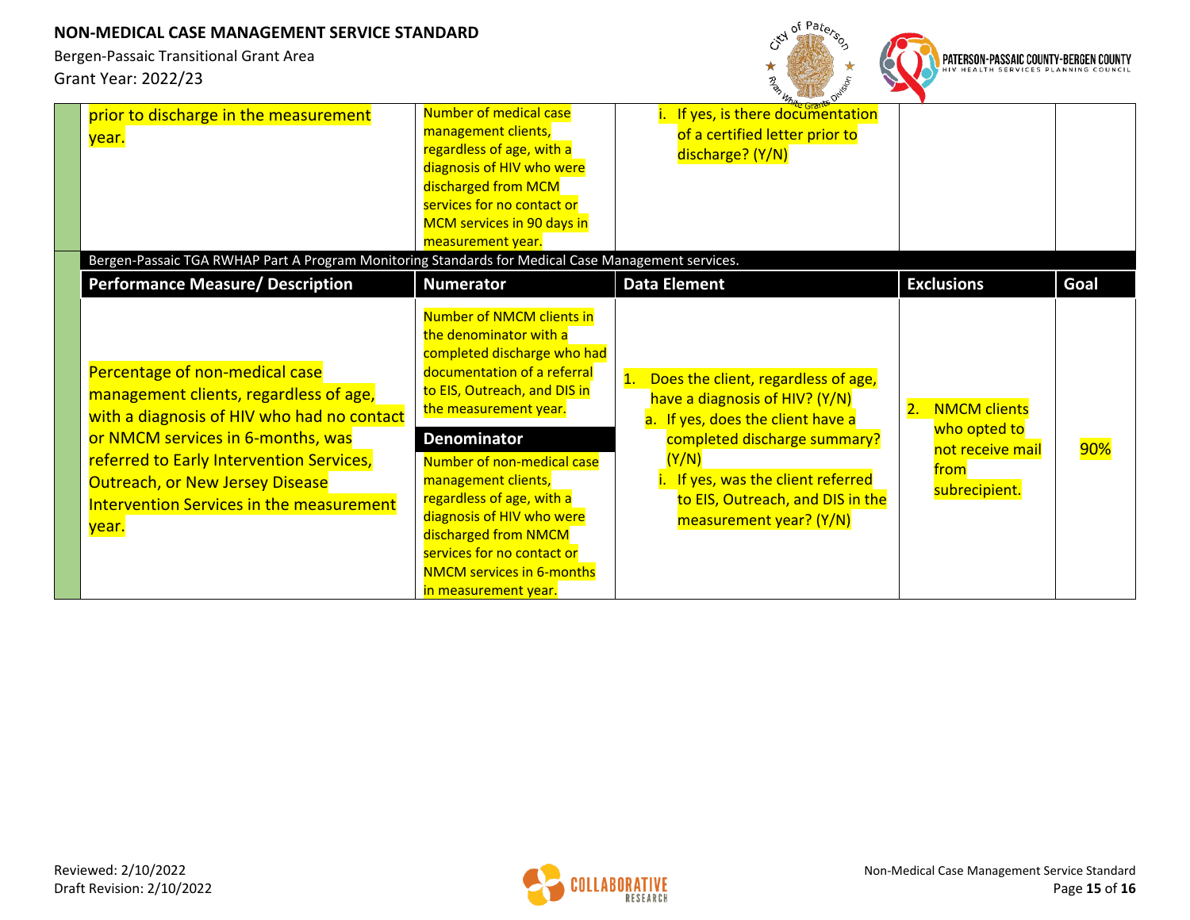| Performance Measure/ Description | Numerator | Data Element | Exclusions | Goal |
|---|---|---|---|---|
| prior to discharge in the measurement year. | Number of medical case management clients, regardless of age, with a diagnosis of HIV who were discharged from MCM services for no contact or MCM services in 90 days in measurement year. | i. If yes, is there documentation of a certified letter prior to discharge? (Y/N) | | |

**Bergen-Passaic TGA RWHAP Part A Program Monitoring Standards for Medical Case Management services.**

| Performance Measure/ Description | Numerator | Data Element | Exclusions | Goal |
|---|---|---|---|---|
| Percentage of non-medical case management clients, regardless of age, with a diagnosis of HIV who had no contact or NMCM services in 6-months, was referred to Early Intervention Services, Outreach, or New Jersey Disease Intervention Services in the measurement year. | Number of NMCM clients in the denominator with a completed discharge who had documentation of a referral to EIS, Outreach, and DIS in the measurement year. **Denominator** Number of non-medical case management clients, regardless of age, with a diagnosis of HIV who were discharged from NMCM services for no contact or NMCM services in 6-months in measurement year. | 1. Does the client, regardless of age, have a diagnosis of HIV? (Y/N) a. If yes, does the client have a completed discharge summary? (Y/N) i. If yes, was the client referred to EIS, Outreach, and DIS in the measurement year? (Y/N) | 2. NMCM clients who opted to not receive mail from subrecipient. | 90% |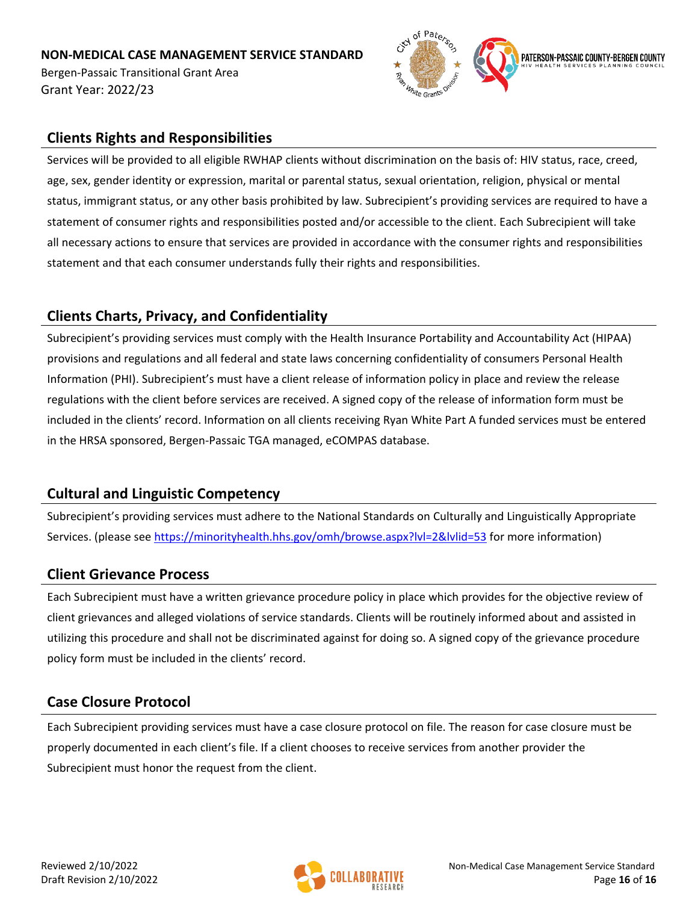## Clients Rights and Responsibilities

Services will be provided to all eligible RWHAP clients without discrimination on the basis of: HIV status, race, creed, age, sex, gender identity or expression, marital or parental status, sexual orientation, religion, physical or mental status, immigrant status, or any other basis prohibited by law. Subrecipient's providing services are required to have a statement of consumer rights and responsibilities posted and/or accessible to the client. Each Subrecipient will take all necessary actions to ensure that services are provided in accordance with the consumer rights and responsibilities statement and that each consumer understands fully their rights and responsibilities.

## Clients Charts, Privacy, and Confidentiality

Subrecipient's providing services must comply with the Health Insurance Portability and Accountability Act (HIPAA) provisions and regulations and all federal and state laws concerning confidentiality of consumers Personal Health Information (PHI). Subrecipient's must have a client release of information policy in place and review the release regulations with the client before services are received. A signed copy of the release of information form must be included in the clients' record. Information on all clients receiving Ryan White Part A funded services must be entered in the HRSA sponsored, Bergen-Passaic TGA managed, eCOMPAS database.

## Cultural and Linguistic Competency

Subrecipient's providing services must adhere to the National Standards on Culturally and Linguistically Appropriate Services. (please see [https://minorityhealth.hhs.gov/omh/browse.aspx?lvl=2&lvlid=53](https://minorityhealth.hhs.gov/omh/browse.aspx?lvl=2&lvlid=53) for more information)

## Client Grievance Process

Each Subrecipient must have a written grievance procedure policy in place which provides for the objective review of client grievances and alleged violations of service standards. Clients will be routinely informed about and assisted in utilizing this procedure and shall not be discriminated against for doing so. A signed copy of the grievance procedure policy form must be included in the clients' record.

## Case Closure Protocol

Each Subrecipient providing services must have a case closure protocol on file. The reason for case closure must be properly documented in each client's file. If a client chooses to receive services from another provider the Subrecipient must honor the request from the client.